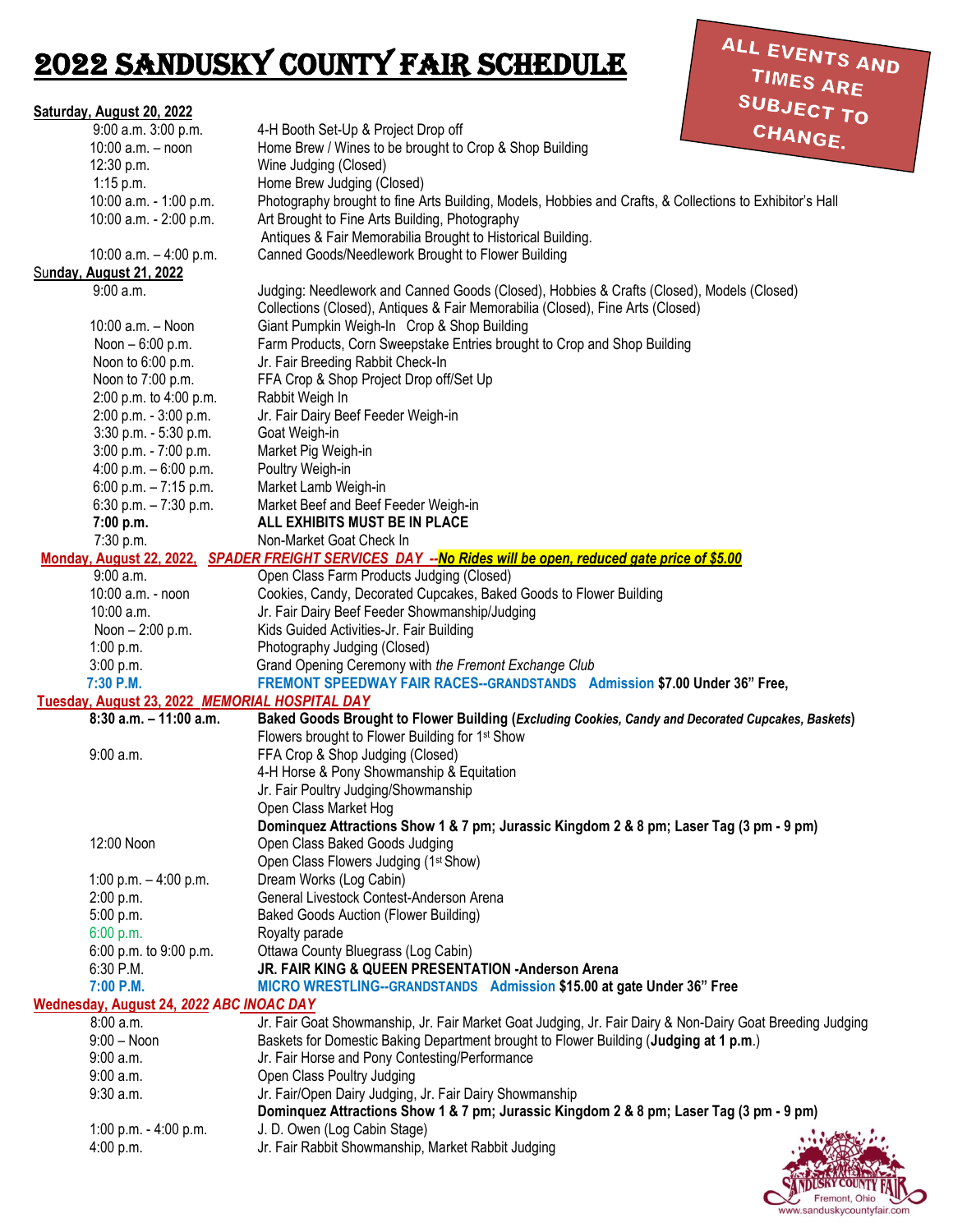# 2022 SANDUSKY COUNTY FAIR SCHEDULE

**ALL EVENTS AND TIMES ARE SUBJECT TO CHANGE.**

**Saturday, August 20, 2022**

| Time | Event |
|---|---|
| 9:00 a.m. 3:00 p.m. | 4-H Booth Set-Up & Project Drop off |
| 10:00 a.m. – noon | Home Brew / Wines to be brought to Crop & Shop Building |
| 12:30 p.m. | Wine Judging (Closed) |
| 1:15 p.m. | Home Brew Judging (Closed) |
| 10:00 a.m. - 1:00 p.m. | Photography brought to fine Arts Building, Models, Hobbies and Crafts, & Collections to Exhibitor's Hall |
| 10:00 a.m. - 2:00 p.m. | Art Brought to Fine Arts Building, Photography<br>Antiques & Fair Memorabilia Brought to Historical Building. |
| 10:00 a.m. – 4:00 p.m. | Canned Goods/Needlework Brought to Flower Building |

**Sunday, August 21, 2022**

| Time | Event |
|---|---|
| 9:00 a.m. | Judging: Needlework and Canned Goods (Closed), Hobbies & Crafts (Closed), Models (Closed)<br>Collections (Closed), Antiques & Fair Memorabilia (Closed), Fine Arts (Closed) |
| 10:00 a.m. – Noon | Giant Pumpkin Weigh-In Crop & Shop Building |
| Noon – 6:00 p.m. | Farm Products, Corn Sweepstake Entries brought to Crop and Shop Building |
| Noon to 6:00 p.m. | Jr. Fair Breeding Rabbit Check-In |
| Noon to 7:00 p.m. | FFA Crop & Shop Project Drop off/Set Up |
| 2:00 p.m. to 4:00 p.m. | Rabbit Weigh In |
| 2:00 p.m. - 3:00 p.m. | Jr. Fair Dairy Beef Feeder Weigh-in |
| 3:30 p.m. - 5:30 p.m. | Goat Weigh-in |
| 3:00 p.m. - 7:00 p.m. | Market Pig Weigh-in |
| 4:00 p.m. – 6:00 p.m. | Poultry Weigh-in |
| 6:00 p.m. – 7:15 p.m. | Market Lamb Weigh-in |
| 6:30 p.m. – 7:30 p.m. | Market Beef and Beef Feeder Weigh-in |
| **7:00 p.m.** | **ALL EXHIBITS MUST BE IN PLACE** |
| 7:30 p.m. | Non-Market Goat Check In |

**Monday, August 22, 2022,** ***SPADER FREIGHT SERVICES DAY*** **--No Rides will be open, reduced gate price of $5.00**

| Time | Event |
|---|---|
| 9:00 a.m. | Open Class Farm Products Judging (Closed) |
| 10:00 a.m. - noon | Cookies, Candy, Decorated Cupcakes, Baked Goods to Flower Building |
| 10:00 a.m. | Jr. Fair Dairy Beef Feeder Showmanship/Judging |
| Noon – 2:00 p.m. | Kids Guided Activities-Jr. Fair Building |
| 1:00 p.m. | Photography Judging (Closed) |
| 3:00 p.m. | Grand Opening Ceremony with *the Fremont Exchange Club* |
| **7:30 P.M.** | **FREMONT SPEEDWAY FAIR RACES--GRANDSTANDS Admission $7.00 Under 36" Free,** |

**Tuesday, August 23, 2022** ***MEMORIAL HOSPITAL DAY***

| Time | Event |
|---|---|
| **8:30 a.m. – 11:00 a.m.** | **Baked Goods Brought to Flower Building (*Excluding Cookies, Candy and Decorated Cupcakes, Baskets*)**<br>Flowers brought to Flower Building for 1st Show |
| 9:00 a.m. | FFA Crop & Shop Judging (Closed)<br>4-H Horse & Pony Showmanship & Equitation<br>Jr. Fair Poultry Judging/Showmanship<br>Open Class Market Hog<br>**Dominquez Attractions Show 1 & 7 pm; Jurassic Kingdom 2 & 8 pm; Laser Tag (3 pm - 9 pm)** |
| 12:00 Noon | Open Class Baked Goods Judging<br>Open Class Flowers Judging (1st Show) |
| 1:00 p.m. – 4:00 p.m. | Dream Works (Log Cabin) |
| 2:00 p.m. | General Livestock Contest-Anderson Arena |
| 5:00 p.m. | Baked Goods Auction (Flower Building) |
| 6:00 p.m. | Royalty parade |
| 6:00 p.m. to 9:00 p.m. | Ottawa County Bluegrass (Log Cabin) |
| 6:30 P.M. | **JR. FAIR KING & QUEEN PRESENTATION -Anderson Arena** |
| **7:00 P.M.** | **MICRO WRESTLING--GRANDSTANDS Admission $15.00 at gate Under 36" Free** |

**Wednesday, August 24,** ***2022 ABC INOAC DAY***

| Time | Event |
|---|---|
| 8:00 a.m. | Jr. Fair Goat Showmanship, Jr. Fair Market Goat Judging, Jr. Fair Dairy & Non-Dairy Goat Breeding Judging |
| 9:00 – Noon | Baskets for Domestic Baking Department brought to Flower Building (**Judging at 1 p.m.**) |
| 9:00 a.m. | Jr. Fair Horse and Pony Contesting/Performance |
| 9:00 a.m. | Open Class Poultry Judging |
| 9:30 a.m. | Jr. Fair/Open Dairy Judging, Jr. Fair Dairy Showmanship<br>**Dominquez Attractions Show 1 & 7 pm; Jurassic Kingdom 2 & 8 pm; Laser Tag (3 pm - 9 pm)** |
| 1:00 p.m. - 4:00 p.m. | J. D. Owen (Log Cabin Stage) |
| 4:00 p.m. | Jr. Fair Rabbit Showmanship, Market Rabbit Judging |

SANDUSKY COUNTY FAIR
Fremont, Ohio
www.sanduskycountyfair.com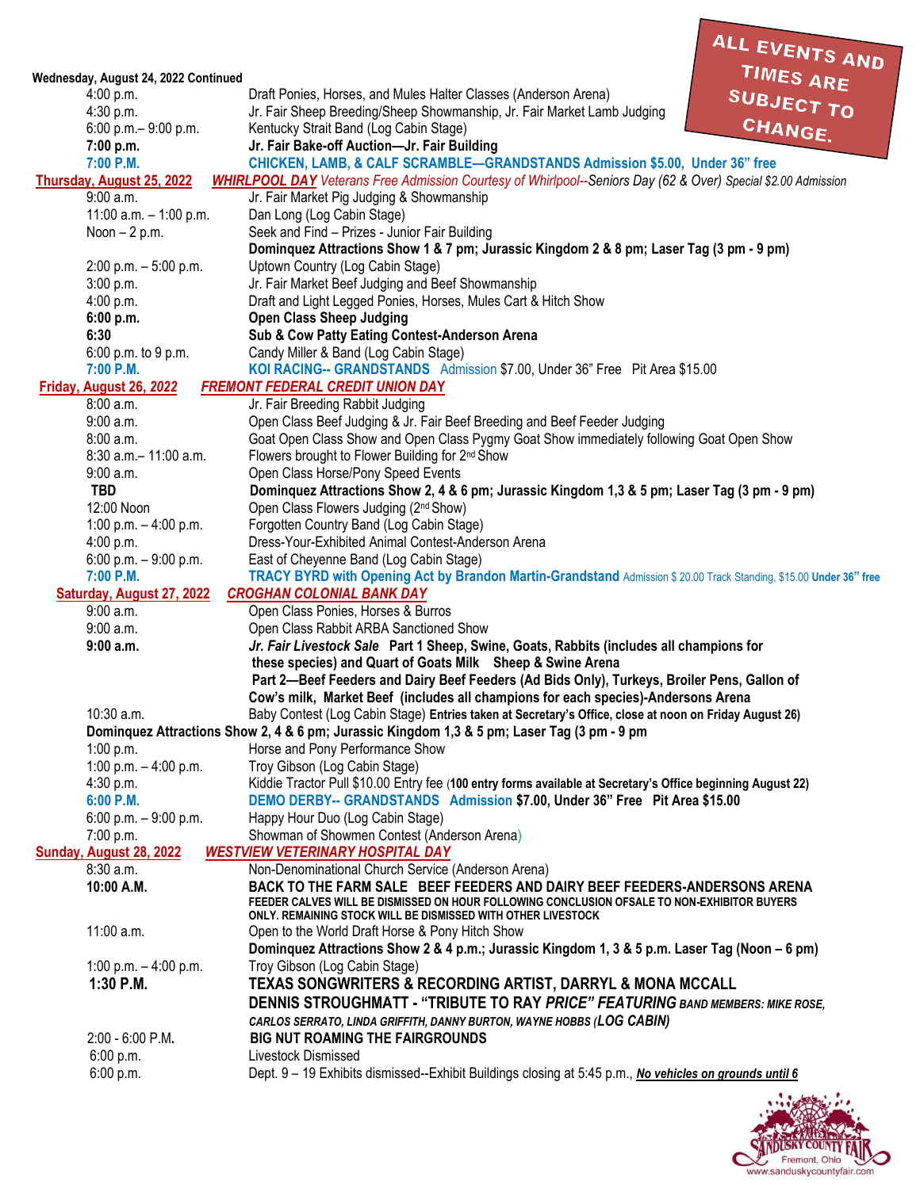**ALL EVENTS AND TIMES ARE SUBJECT TO CHANGE.**

**Wednesday, August 24, 2022 Continued**

| | |
|---|---|
| 4:00 p.m. | Draft Ponies, Horses, and Mules Halter Classes (Anderson Arena) |
| 4:30 p.m. | Jr. Fair Sheep Breeding/Sheep Showmanship, Jr. Fair Market Lamb Judging |
| 6:00 p.m.– 9:00 p.m. | Kentucky Strait Band (Log Cabin Stage) |
| **7:00 p.m.** | **Jr. Fair Bake-off Auction—Jr. Fair Building** |
| **7:00 P.M.** | **CHICKEN, LAMB, & CALF SCRAMBLE—GRANDSTANDS Admission $5.00, Under 36" free** |

**Thursday, August 25, 2022** ***WHIRLPOOL DAY*** *Veterans Free Admission Courtesy of Whirlpool--Seniors Day (62 & Over) Special $2.00 Admission*

| | |
|---|---|
| 9:00 a.m. | Jr. Fair Market Pig Judging & Showmanship |
| 11:00 a.m. – 1:00 p.m. | Dan Long (Log Cabin Stage) |
| Noon – 2 p.m. | Seek and Find – Prizes - Junior Fair Building |
| | **Dominquez Attractions Show 1 & 7 pm; Jurassic Kingdom 2 & 8 pm; Laser Tag (3 pm - 9 pm)** |
| 2:00 p.m. – 5:00 p.m. | Uptown Country (Log Cabin Stage) |
| 3:00 p.m. | Jr. Fair Market Beef Judging and Beef Showmanship |
| 4:00 p.m. | Draft and Light Legged Ponies, Horses, Mules Cart & Hitch Show |
| **6:00 p.m.** | **Open Class Sheep Judging** |
| **6:30** | **Sub & Cow Patty Eating Contest-Anderson Arena** |
| 6:00 p.m. to 9 p.m. | Candy Miller & Band (Log Cabin Stage) |
| **7:00 P.M.** | **KOI RACING-- GRANDSTANDS** Admission $7.00, Under 36" Free Pit Area $15.00 |

**Friday, August 26, *2022*** ***FREMONT FEDERAL CREDIT UNION DAY***

| | |
|---|---|
| 8:00 a.m. | Jr. Fair Breeding Rabbit Judging |
| 9:00 a.m. | Open Class Beef Judging & Jr. Fair Beef Breeding and Beef Feeder Judging |
| 8:00 a.m. | Goat Open Class Show and Open Class Pygmy Goat Show immediately following Goat Open Show |
| 8:30 a.m.– 11:00 a.m. | Flowers brought to Flower Building for 2nd Show |
| 9:00 a.m. | Open Class Horse/Pony Speed Events |
| **TBD** | **Dominquez Attractions Show 2, 4 & 6 pm; Jurassic Kingdom 1,3 & 5 pm; Laser Tag (3 pm - 9 pm)** |
| 12:00 Noon | Open Class Flowers Judging (2nd Show) |
| 1:00 p.m. – 4:00 p.m. | Forgotten Country Band (Log Cabin Stage) |
| 4:00 p.m. | Dress-Your-Exhibited Animal Contest-Anderson Arena |
| 6:00 p.m. – 9:00 p.m. | East of Cheyenne Band (Log Cabin Stage) |
| **7:00 P.M.** | **TRACY BYRD with Opening Act by Brandon Martin-Grandstand** Admission $ 20.00 Track Standing, $15.00 **Under 36" free** |

**Saturday, August 27, 2022** ***CROGHAN COLONIAL BANK DAY***

| | |
|---|---|
| 9:00 a.m. | Open Class Ponies, Horses & Burros |
| 9:00 a.m. | Open Class Rabbit ARBA Sanctioned Show |
| **9:00 a.m.** | ***Jr. Fair Livestock Sale*** **Part 1 Sheep, Swine, Goats, Rabbits (includes all champions for these species) and Quart of Goats Milk Sheep & Swine Arena** **Part 2—Beef Feeders and Dairy Beef Feeders (Ad Bids Only), Turkeys, Broiler Pens, Gallon of Cow's milk, Market Beef (includes all champions for each species)-Andersons Arena** |
| 10:30 a.m. | Baby Contest (Log Cabin Stage) **Entries taken at Secretary's Office, close at noon on Friday August 26)** |
| | **Dominquez Attractions Show 2, 4 & 6 pm; Jurassic Kingdom 1,3 & 5 pm; Laser Tag (3 pm - 9 pm** |
| 1:00 p.m. | Horse and Pony Performance Show |
| 1:00 p.m. – 4:00 p.m. | Troy Gibson (Log Cabin Stage) |
| 4:30 p.m. | Kiddie Tractor Pull $10.00 Entry fee (**100 entry forms available at Secretary's Office beginning August 22)** |
| **6:00 P.M.** | **DEMO DERBY-- GRANDSTANDS Admission $7.00, Under 36" Free Pit Area $15.00** |
| 6:00 p.m. – 9:00 p.m. | Happy Hour Duo (Log Cabin Stage) |
| 7:00 p.m. | Showman of Showmen Contest (Anderson Arena) |

**Sunday, August 28, 2022** ***WESTVIEW VETERINARY HOSPITAL DAY***

| | |
|---|---|
| 8:30 a.m. | Non-Denominational Church Service (Anderson Arena) |
| **10:00 A.M.** | **BACK TO THE FARM SALE BEEF FEEDERS AND DAIRY BEEF FEEDERS-ANDERSONS ARENA** **FEEDER CALVES WILL BE DISMISSED ON HOUR FOLLOWING CONCLUSION OFSALE TO NON-EXHIBITOR BUYERS ONLY. REMAINING STOCK WILL BE DISMISSED WITH OTHER LIVESTOCK** |
| 11:00 a.m. | Open to the World Draft Horse & Pony Hitch Show |
| | **Dominquez Attractions Show 2 & 4 p.m.; Jurassic Kingdom 1, 3 & 5 p.m. Laser Tag (Noon – 6 pm)** |
| 1:00 p.m. – 4:00 p.m. | Troy Gibson (Log Cabin Stage) |
| **1:30 P.M.** | **TEXAS SONGWRITERS & RECORDING ARTIST, DARRYL & MONA MCCALL** **DENNIS STROUGHMATT - "TRIBUTE TO RAY *PRICE" FEATURING* BAND MEMBERS: MIKE ROSE, *CARLOS SERRATO, LINDA GRIFFITH, DANNY BURTON, WAYNE HOBBS (LOG CABIN)*** |
| 2:00 - 6:00 P.M. | **BIG NUT ROAMING THE FAIRGROUNDS** |
| 6:00 p.m. | Livestock Dismissed |
| 6:00 p.m. | Dept. 9 – 19 Exhibits dismissed--Exhibit Buildings closing at 5:45 p.m., ***No vehicles on grounds until 6*** |

SANDUSKY COUNTY FAIR
Fremont, Ohio
www.sanduskycountyfair.com